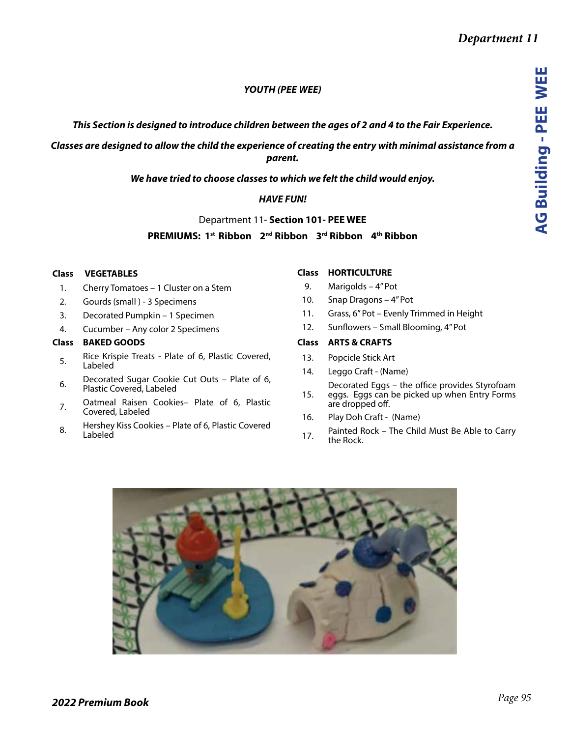## YOUTH (PEE WEE)

***This Section is designed to introduce children between the ages of 2 and 4 to the Fair Experience.***

***Classes are designed to allow the child the experience of creating the entry with minimal assistance from a parent.***

***We have tried to choose classes to which we felt the child would enjoy.***

***HAVE FUN!***

Department 11- **Section 101- PEE WEE**

**PREMIUMS: 1st Ribbon 2nd Ribbon 3rd Ribbon 4th Ribbon**

| Class | VEGETABLES |
|---|---|
| 1. | Cherry Tomatoes – 1 Cluster on a Stem |
| 2. | Gourds (small ) - 3 Specimens |
| 3. | Decorated Pumpkin – 1 Specimen |
| 4. | Cucumber – Any color 2 Specimens |

| Class | BAKED GOODS |
|---|---|
| 5. | Rice Krispie Treats - Plate of 6, Plastic Covered, Labeled |
| 6. | Decorated Sugar Cookie Cut Outs – Plate of 6, Plastic Covered, Labeled |
| 7. | Oatmeal Raisen Cookies– Plate of 6, Plastic Covered, Labeled |
| 8. | Hershey Kiss Cookies – Plate of 6, Plastic Covered Labeled |

| Class | HORTICULTURE |
|---|---|
| 9. | Marigolds – 4" Pot |
| 10. | Snap Dragons – 4" Pot |
| 11. | Grass, 6" Pot – Evenly Trimmed in Height |
| 12. | Sunflowers – Small Blooming, 4" Pot |

| Class | ARTS & CRAFTS |
|---|---|
| 13. | Popcicle Stick Art |
| 14. | Leggo Craft - (Name) |
| 15. | Decorated Eggs – the office provides Styrofoam eggs. Eggs can be picked up when Entry Forms are dropped off. |
| 16. | Play Doh Craft - (Name) |
| 17. | Painted Rock – The Child Must Be Able to Carry the Rock. |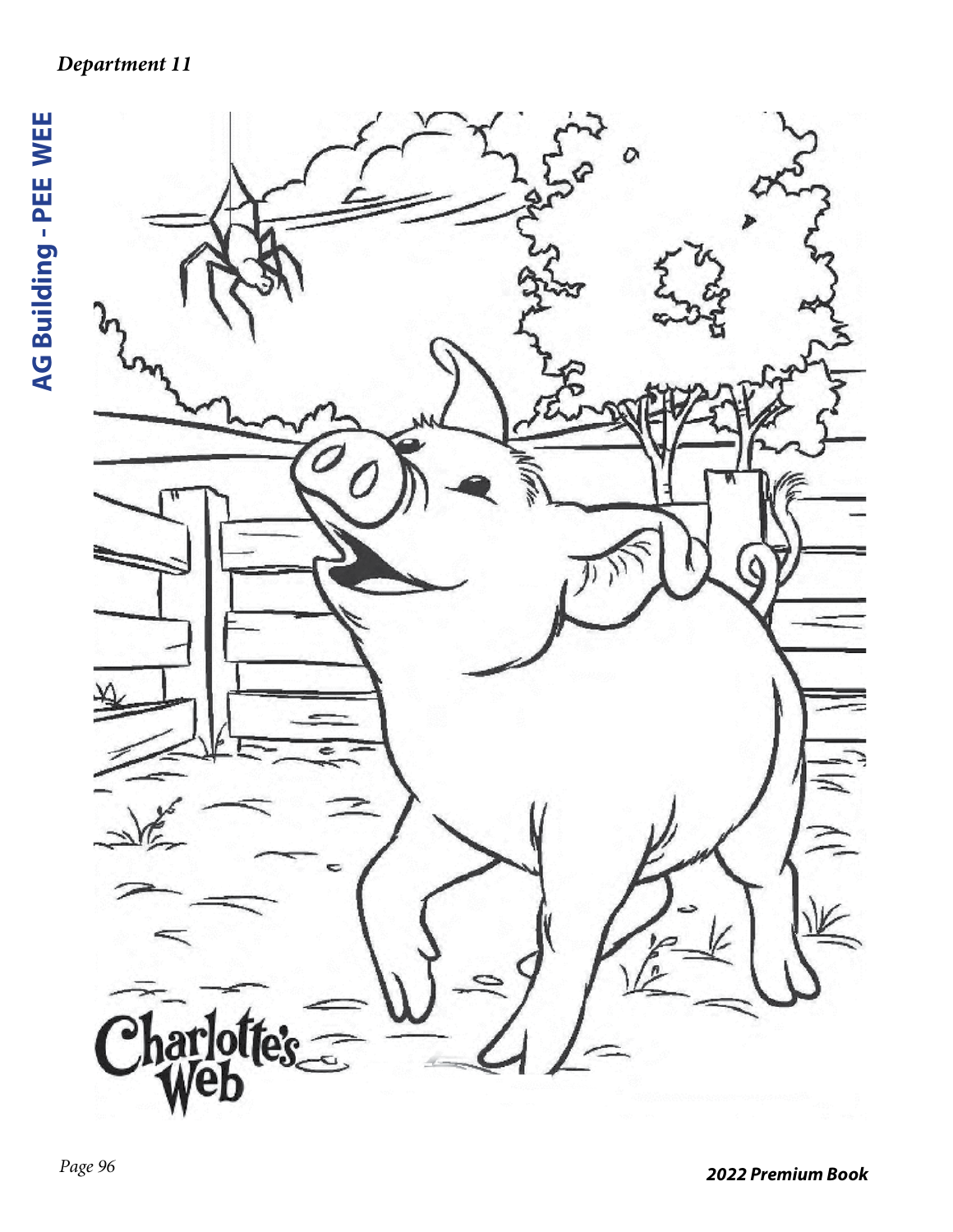Department 11

AG Building - PEE WEE

Charlotte's Web